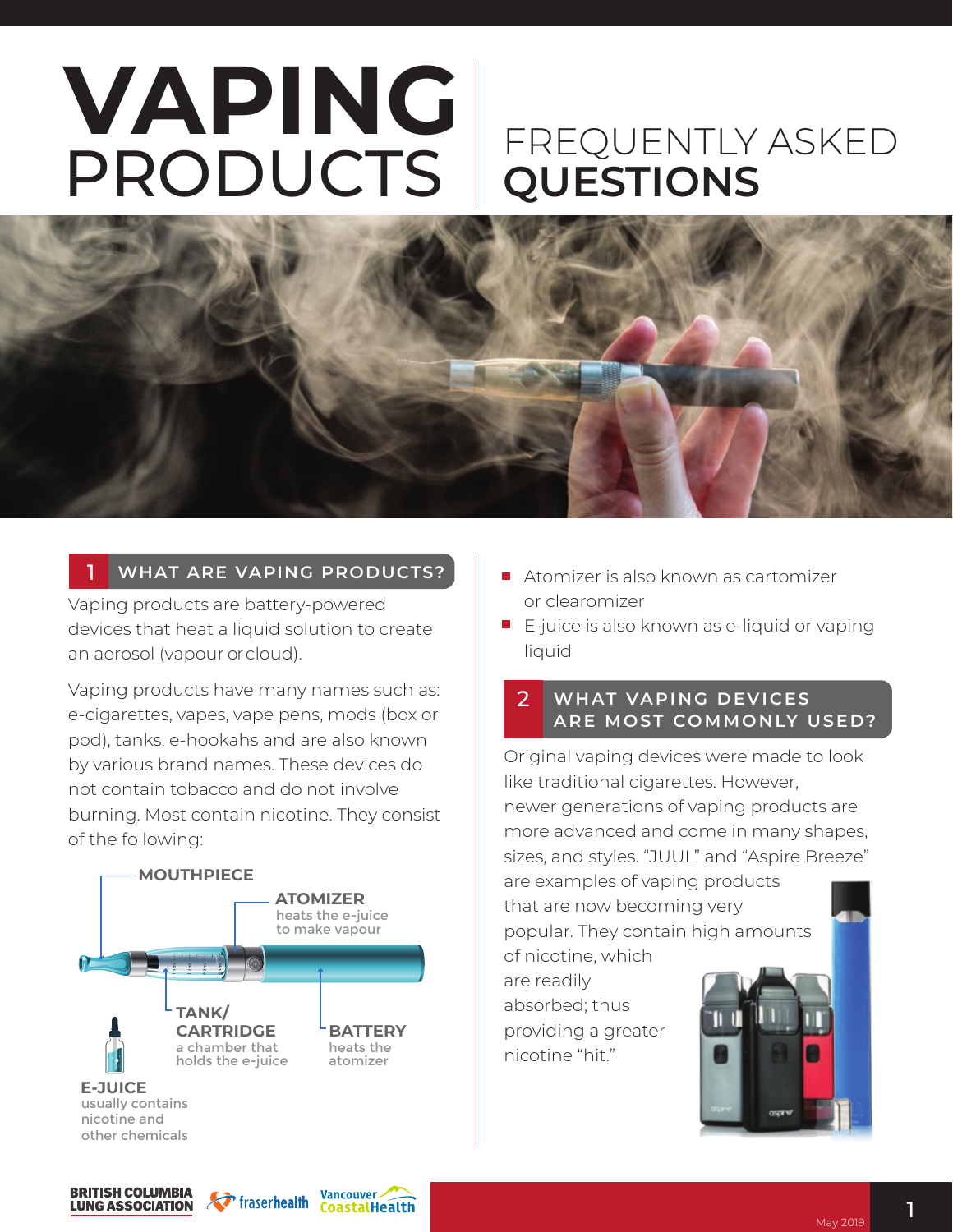# VAPING PRODUCTS

## FREQUENTLY ASKED QUESTIONS

### 1 WHAT ARE VAPING PRODUCTS?

Vaping products are battery-powered devices that heat a liquid solution to create an aerosol (vapour or cloud).

Vaping products have many names such as: e-cigarettes, vapes, vape pens, mods (box or pod), tanks, e-hookahs and are also known by various brand names. These devices do not contain tobacco and do not involve burning. Most contain nicotine. They consist of the following:

**MOUTHPIECE**

**ATOMIZER** heats the e-juice to make vapour

**TANK/ CARTRIDGE** a chamber that holds the e-juice

**BATTERY** heats the atomizer

**E-JUICE** usually contains nicotine and other chemicals

- Atomizer is also known as cartomizer or clearomizer
- E-juice is also known as e-liquid or vaping liquid

### 2 WHAT VAPING DEVICES ARE MOST COMMONLY USED?

Original vaping devices were made to look like traditional cigarettes. However, newer generations of vaping products are more advanced and come in many shapes, sizes, and styles. "JUUL" and "Aspire Breeze" are examples of vaping products that are now becoming very popular. They contain high amounts of nicotine, which are readily absorbed; thus providing a greater nicotine "hit."

BRITISH COLUMBIA LUNG ASSOCIATION | fraserhealth | Vancouver CoastalHealth

May 2019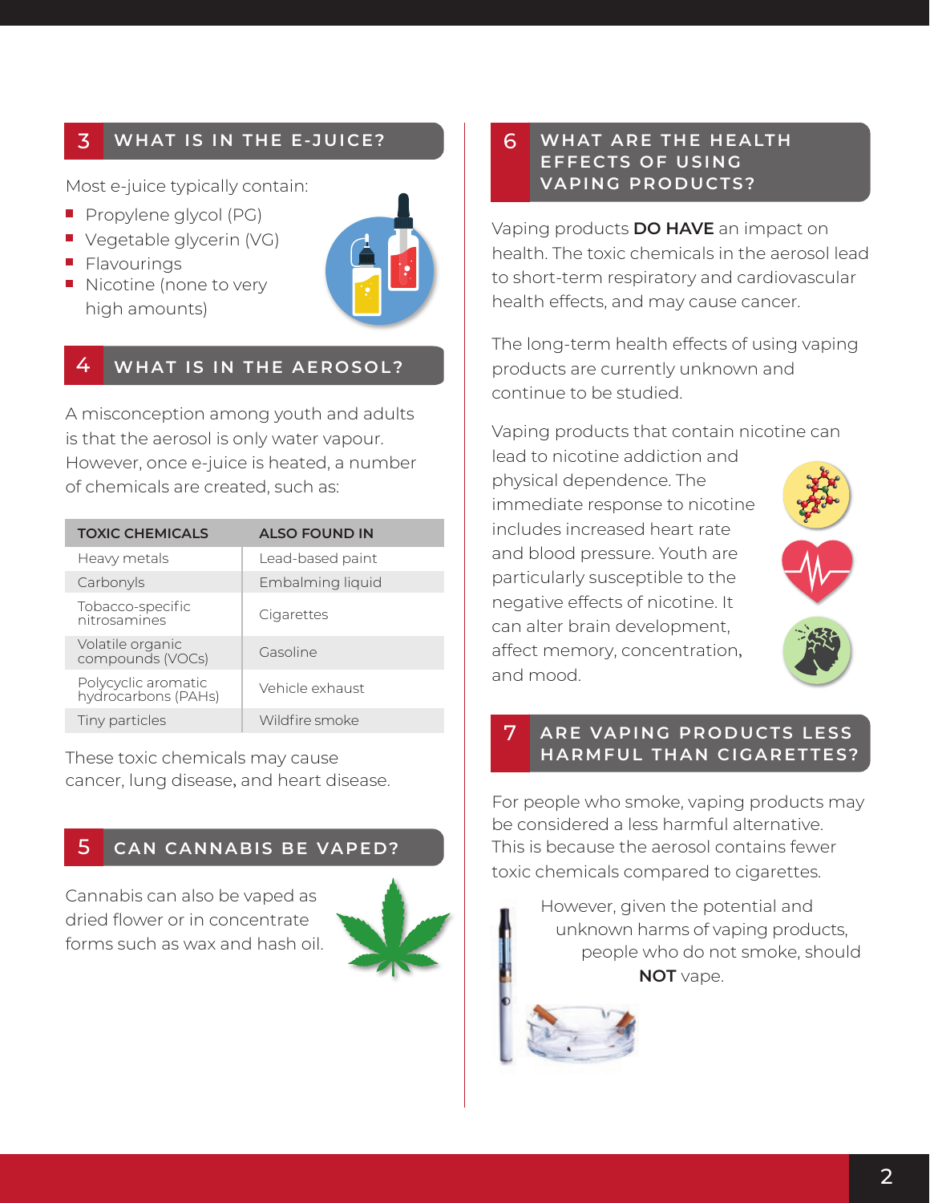## 3 WHAT IS IN THE E-JUICE?

Most e-juice typically contain:

- Propylene glycol (PG)
- Vegetable glycerin (VG)
- Flavourings
- Nicotine (none to very high amounts)

## 4 WHAT IS IN THE AEROSOL?

A misconception among youth and adults is that the aerosol is only water vapour. However, once e-juice is heated, a number of chemicals are created, such as:

| TOXIC CHEMICALS | ALSO FOUND IN |
|---|---|
| Heavy metals | Lead-based paint |
| Carbonyls | Embalming liquid |
| Tobacco-specific nitrosamines | Cigarettes |
| Volatile organic compounds (VOCs) | Gasoline |
| Polycyclic aromatic hydrocarbons (PAHs) | Vehicle exhaust |
| Tiny particles | Wildfire smoke |

These toxic chemicals may cause cancer, lung disease, and heart disease.

## 5 CAN CANNABIS BE VAPED?

Cannabis can also be vaped as dried flower or in concentrate forms such as wax and hash oil.

## 6 WHAT ARE THE HEALTH EFFECTS OF USING VAPING PRODUCTS?

Vaping products **DO HAVE** an impact on health. The toxic chemicals in the aerosol lead to short-term respiratory and cardiovascular health effects, and may cause cancer.

The long-term health effects of using vaping products are currently unknown and continue to be studied.

Vaping products that contain nicotine can lead to nicotine addiction and physical dependence. The immediate response to nicotine includes increased heart rate and blood pressure. Youth are particularly susceptible to the negative effects of nicotine. It can alter brain development, affect memory, concentration, and mood.

## 7 ARE VAPING PRODUCTS LESS HARMFUL THAN CIGARETTES?

For people who smoke, vaping products may be considered a less harmful alternative. This is because the aerosol contains fewer toxic chemicals compared to cigarettes.

However, given the potential and unknown harms of vaping products, people who do not smoke, should **NOT** vape.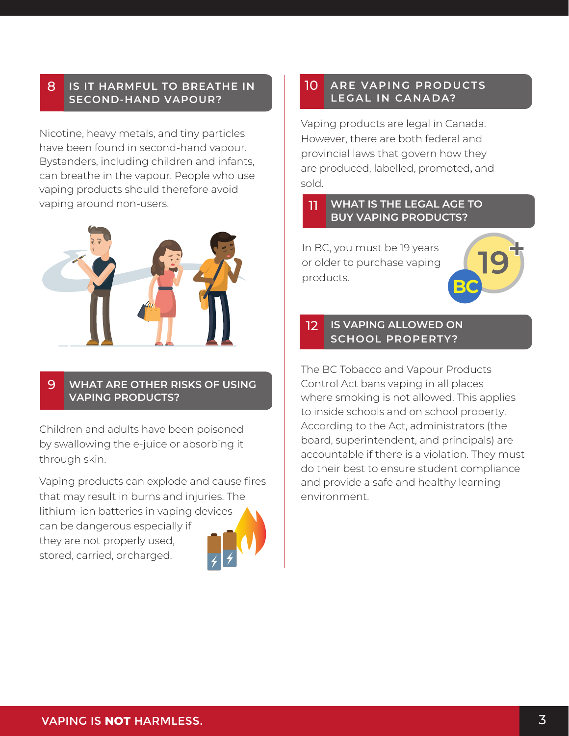## 8 IS IT HARMFUL TO BREATHE IN SECOND-HAND VAPOUR?

Nicotine, heavy metals, and tiny particles have been found in second-hand vapour. Bystanders, including children and infants, can breathe in the vapour. People who use vaping products should therefore avoid vaping around non-users.

## 9 WHAT ARE OTHER RISKS OF USING VAPING PRODUCTS?

Children and adults have been poisoned by swallowing the e-juice or absorbing it through skin.

Vaping products can explode and cause fires that may result in burns and injuries. The lithium-ion batteries in vaping devices can be dangerous especially if they are not properly used, stored, carried, or charged.

## 10 ARE VAPING PRODUCTS LEGAL IN CANADA?

Vaping products are legal in Canada. However, there are both federal and provincial laws that govern how they are produced, labelled, promoted, and sold.

## 11 WHAT IS THE LEGAL AGE TO BUY VAPING PRODUCTS?

In BC, you must be 19 years or older to purchase vaping products.

19+ BC

## 12 IS VAPING ALLOWED ON SCHOOL PROPERTY?

The BC Tobacco and Vapour Products Control Act bans vaping in all places where smoking is not allowed. This applies to inside schools and on school property. According to the Act, administrators (the board, superintendent, and principals) are accountable if there is a violation. They must do their best to ensure student compliance and provide a safe and healthy learning environment.

VAPING IS **NOT** HARMLESS.